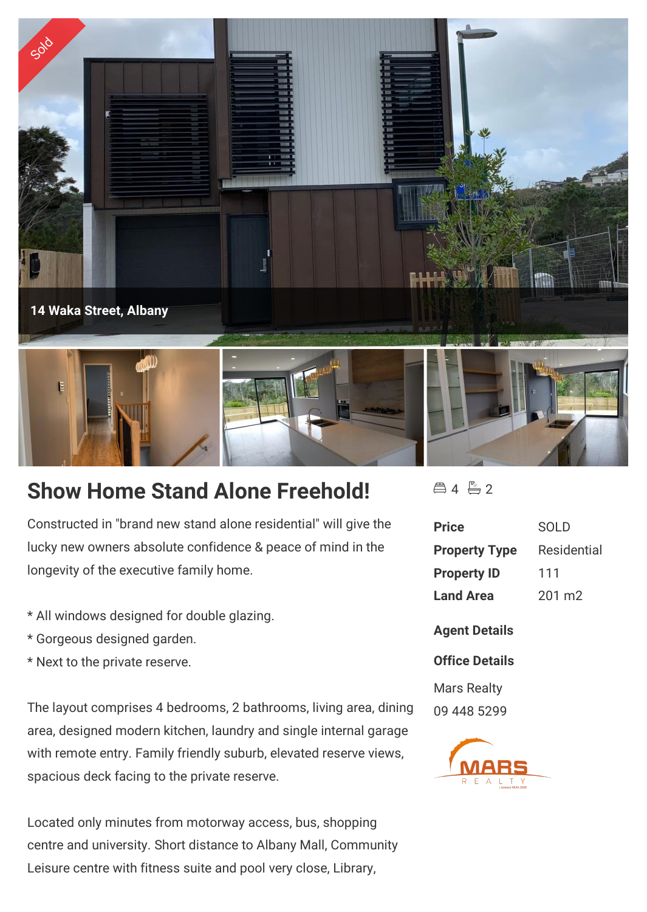Sold

14 Waka Street, Albany

# Show Home Stand Alone Freehold!

Constructed in "brand new stand alone residential" will give the lucky new owners absolute confidence & peace of mind in the longevity of the executive family home.

* All windows designed for double glazing.
* Gorgeous designed garden.
* Next to the private reserve.

The layout comprises 4 bedrooms, 2 bathrooms, living area, dining area, designed modern kitchen, laundry and single internal garage with remote entry. Family friendly suburb, elevated reserve views, spacious deck facing to the private reserve.

Located only minutes from motorway access, bus, shopping centre and university. Short distance to Albany Mall, Community Leisure centre with fitness suite and pool very close, Library,

4 2

| | |
|---|---|
| **Price** | SOLD |
| **Property Type** | Residential |
| **Property ID** | 111 |
| **Land Area** | 201 m2 |

**Agent Details**

**Office Details**

Mars Realty
09 448 5299

MARS REALTY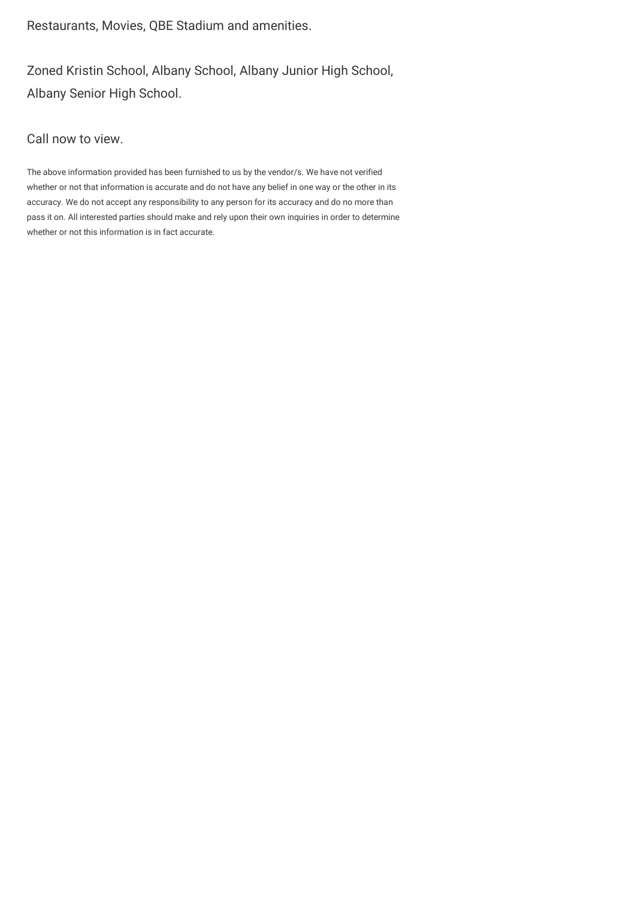Restaurants, Movies, QBE Stadium and amenities.

Zoned Kristin School, Albany School, Albany Junior High School, Albany Senior High School.

Call now to view.

The above information provided has been furnished to us by the vendor/s. We have not verified whether or not that information is accurate and do not have any belief in one way or the other in its accuracy. We do not accept any responsibility to any person for its accuracy and do no more than pass it on. All interested parties should make and rely upon their own inquiries in order to determine whether or not this information is in fact accurate.